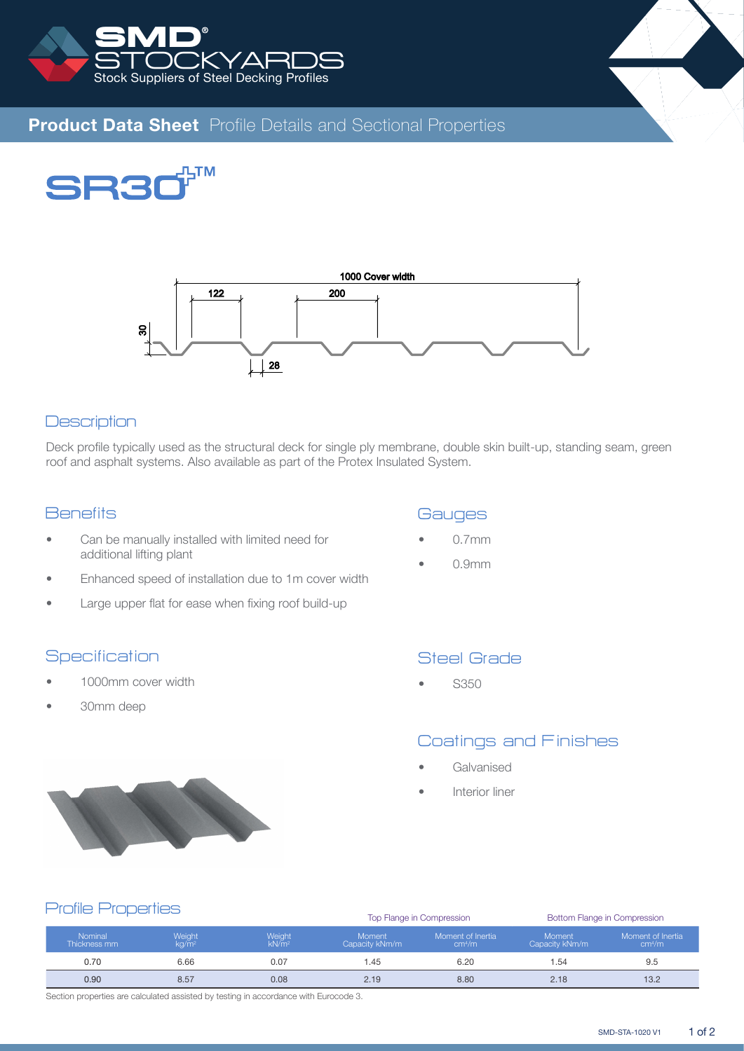# SMD STOCKYARDS

Stock Suppliers of Steel Decking Profiles

## Product Data Sheet Profile Details and Sectional Properties

# SR30+™

1000 Cover width

122

200

30

28

## Description

Deck profile typically used as the structural deck for single ply membrane, double skin built-up, standing seam, green roof and asphalt systems. Also available as part of the Protex Insulated System.

## Benefits

- Can be manually installed with limited need for additional lifting plant
- Enhanced speed of installation due to 1m cover width
- Large upper flat for ease when fixing roof build-up

## Gauges

- 0.7mm
- 0.9mm

## Specification

- 1000mm cover width
- 30mm deep

## Steel Grade

- S350

## Coatings and Finishes

- Galvanised
- Interior liner

## Profile Properties

| | | | Top Flange in Compression | | Bottom Flange in Compression | |
|---|---|---|---|---|---|---|
| Nominal Thickness mm | Weight $kg/m^2$ | Weight $kN/m^2$ | Moment Capacity kNm/m | Moment of Inertia $cm^4/m$ | Moment Capacity kNm/m | Moment of Inertia $cm^4/m$ |
| 0.70 | 6.66 | 0.07 | 1.45 | 6.20 | 1.54 | 9.5 |
| 0.90 | 8.57 | 0.08 | 2.19 | 8.80 | 2.18 | 13.2 |

Section properties are calculated assisted by testing in accordance with Eurocode 3.

SMD-STA-1020 V1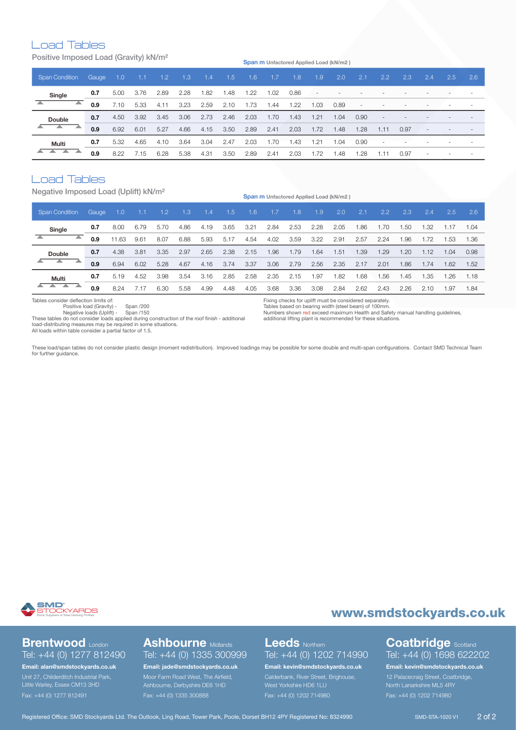## Load Tables

Positive Imposed Load (Gravity) kN/m²

| Span Condition | Gauge | Span m Unfactored Applied Load (kN/m2) | | | | | | | | | | | | | | | | |
|---|---|---|---|---|---|---|---|---|---|---|---|---|---|---|---|---|---|---|
| | | 1.0 | 1.1 | 1.2 | 1.3 | 1.4 | 1.5 | 1.6 | 1.7 | 1.8 | 1.9 | 2.0 | 2.1 | 2.2 | 2.3 | 2.4 | 2.5 | 2.6 |
| Single | 0.7 | 5.00 | 3.76 | 2.89 | 2.28 | 1.82 | 1.48 | 1.22 | 1.02 | 0.86 | - | - | - | - | - | - | - | - |
| | 0.9 | 7.10 | 5.33 | 4.11 | 3.23 | 2.59 | 2.10 | 1.73 | 1.44 | 1.22 | 1.03 | 0.89 | - | - | - | - | - | - |
| Double | 0.7 | 4.50 | 3.92 | 3.45 | 3.06 | 2.73 | 2.46 | 2.03 | 1.70 | 1.43 | 1.21 | 1.04 | 0.90 | - | - | - | - | - |
| | 0.9 | 6.92 | 6.01 | 5.27 | 4.66 | 4.15 | 3.50 | 2.89 | 2.41 | 2.03 | 1.72 | 1.48 | 1.28 | 1.11 | 0.97 | - | - | - |
| Multi | 0.7 | 5.32 | 4.65 | 4.10 | 3.64 | 3.04 | 2.47 | 2.03 | 1.70 | 1.43 | 1.21 | 1.04 | 0.90 | - | - | - | - | - |
| | 0.9 | 8.22 | 7.15 | 6.28 | 5.38 | 4.31 | 3.50 | 2.89 | 2.41 | 2.03 | 1.72 | 1.48 | 1.28 | 1.11 | 0.97 | - | - | - |

## Load Tables

Negative Imposed Load (Uplift) kN/m²

| Span Condition | Gauge | Span m Unfactored Applied Load (kN/m2) | | | | | | | | | | | | | | | | |
|---|---|---|---|---|---|---|---|---|---|---|---|---|---|---|---|---|---|---|
| | | 1.0 | 1.1 | 1.2 | 1.3 | 1.4 | 1.5 | 1.6 | 1.7 | 1.8 | 1.9 | 2.0 | 2.1 | 2.2 | 2.3 | 2.4 | 2.5 | 2.6 |
| Single | 0.7 | 8.00 | 6.79 | 5.70 | 4.86 | 4.19 | 3.65 | 3.21 | 2.84 | 2.53 | 2.28 | 2.05 | 1.86 | 1.70 | 1.50 | 1.32 | 1.17 | 1.04 |
| | 0.9 | 11.63 | 9.61 | 8.07 | 6.88 | 5.93 | 5.17 | 4.54 | 4.02 | 3.59 | 3.22 | 2.91 | 2.57 | 2.24 | 1.96 | 1.72 | 1.53 | 1.36 |
| Double | 0.7 | 4.38 | 3.81 | 3.35 | 2.97 | 2.65 | 2.38 | 2.15 | 1.96 | 1.79 | 1.64 | 1.51 | 1.39 | 1.29 | 1.20 | 1.12 | 1.04 | 0.98 |
| | 0.9 | 6.94 | 6.02 | 5.28 | 4.67 | 4.16 | 3.74 | 3.37 | 3.06 | 2.79 | 2.56 | 2.35 | 2.17 | 2.01 | 1.86 | 1.74 | 1.62 | 1.52 |
| Multi | 0.7 | 5.19 | 4.52 | 3.98 | 3.54 | 3.16 | 2.85 | 2.58 | 2.35 | 2.15 | 1.97 | 1.82 | 1.68 | 1.56 | 1.45 | 1.35 | 1.26 | 1.18 |
| | 0.9 | 8.24 | 7.17 | 6.30 | 5.58 | 4.99 | 4.48 | 4.05 | 3.68 | 3.36 | 3.08 | 2.84 | 2.62 | 2.43 | 2.26 | 2.10 | 1.97 | 1.84 |

Tables consider deflection limits of:
Positive load (Gravity) - Span /200
Negative loads (Uplift) - Span /150
These tables do not consider loads applied during construction of the roof finish - additional load-distributing measures may be required in some situations.
All loads within table consider a partial factor of 1.5.

Fixing checks for uplift must be considered separately.
Tables based on bearing width (steel beam) of 100mm.
Numbers shown red exceed maximum Health and Safety manual handling guidelines, additional lifting plant is recommended for these situations.

These load/span tables do not consider plastic design (moment redistribution). Improved loadings may be possible for some double and multi-span configurations. Contact SMD Technical Team for further guidance.

SMD STOCKYARDS
Stock Suppliers of Steel Decking Profiles

www.smdstockyards.co.uk

**Brentwood** London
Tel: +44 (0) 1277 812490
**Email: alan@smdstockyards.co.uk**
Unit 27, Childerditch Industrial Park, Little Warley, Essex CM13 3HD
Fax: +44 (0) 1277 812491

**Ashbourne** Midlands
Tel: +44 (0) 1335 300999
**Email: jade@smdstockyards.co.uk**
Moor Farm Road West, The Airfield, Ashbourne, Derbyshire DE6 1HD
Fax: +44 (0) 1335 300888

**Leeds** Northern
Tel: +44 (0) 1202 714990
**Email: kevin@smdstockyards.co.uk**
Calderbank, River Street, Brighouse, West Yorkshire HD6 1LU
Fax: +44 (0) 1202 714980

**Coatbridge** Scotland
Tel: +44 (0) 1698 622202
**Email: kevin@smdstockyards.co.uk**
12 Palacecraig Street, Coatbridge, North Lanarkshire ML5 4RY
Fax: +44 (0) 1202 714980

Registered Office: SMD Stockyards Ltd. The Outlook, Ling Road, Tower Park, Poole, Dorset BH12 4PY Registered No: 8324990

SMD-STA-1020 V1